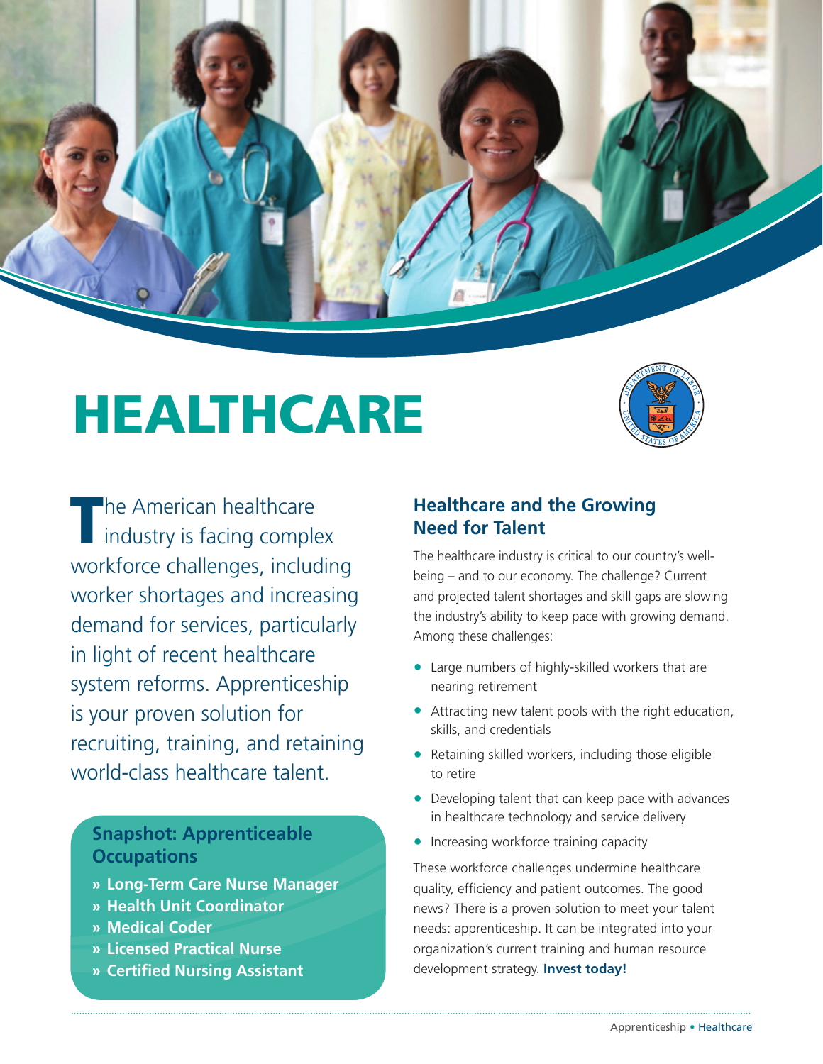# HEALTHCARE

The American healthcare industry is facing complex workforce challenges, including worker shortages and increasing demand for services, particularly in light of recent healthcare system reforms. Apprenticeship is your proven solution for recruiting, training, and retaining world-class healthcare talent.

## Snapshot: Apprenticeable Occupations

- » **Long-Term Care Nurse Manager**
- » **Health Unit Coordinator**
- » **Medical Coder**
- » **Licensed Practical Nurse**
- » **Certified Nursing Assistant**

## Healthcare and the Growing Need for Talent

The healthcare industry is critical to our country's well-being – and to our economy. The challenge? Current and projected talent shortages and skill gaps are slowing the industry's ability to keep pace with growing demand. Among these challenges:

- Large numbers of highly-skilled workers that are nearing retirement
- Attracting new talent pools with the right education, skills, and credentials
- Retaining skilled workers, including those eligible to retire
- Developing talent that can keep pace with advances in healthcare technology and service delivery
- Increasing workforce training capacity

These workforce challenges undermine healthcare quality, efficiency and patient outcomes. The good news? There is a proven solution to meet your talent needs: apprenticeship. It can be integrated into your organization's current training and human resource development strategy. **Invest today!**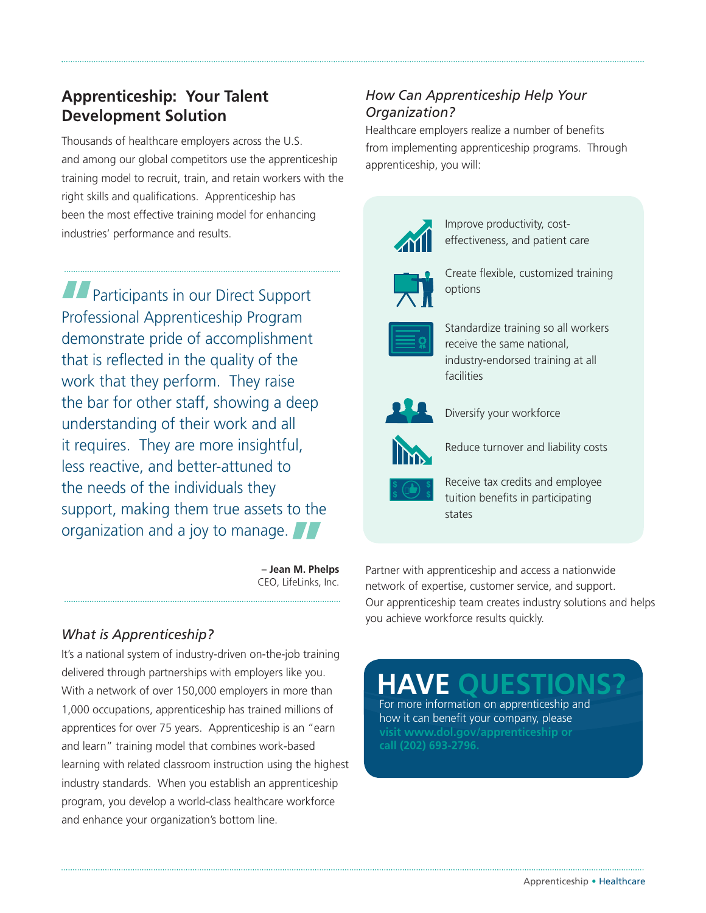## Apprenticeship: Your Talent Development Solution

Thousands of healthcare employers across the U.S. and among our global competitors use the apprenticeship training model to recruit, train, and retain workers with the right skills and qualifications. Apprenticeship has been the most effective training model for enhancing industries' performance and results.

> Participants in our Direct Support Professional Apprenticeship Program demonstrate pride of accomplishment that is reflected in the quality of the work that they perform. They raise the bar for other staff, showing a deep understanding of their work and all it requires. They are more insightful, less reactive, and better-attuned to the needs of the individuals they support, making them true assets to the organization and a joy to manage.
>
> **– Jean M. Phelps**
> CEO, LifeLinks, Inc.

### *What is Apprenticeship?*

It's a national system of industry-driven on-the-job training delivered through partnerships with employers like you. With a network of over 150,000 employers in more than 1,000 occupations, apprenticeship has trained millions of apprentices for over 75 years. Apprenticeship is an "earn and learn" training model that combines work-based learning with related classroom instruction using the highest industry standards. When you establish an apprenticeship program, you develop a world-class healthcare workforce and enhance your organization's bottom line.

### *How Can Apprenticeship Help Your Organization?*

Healthcare employers realize a number of benefits from implementing apprenticeship programs. Through apprenticeship, you will:

- Improve productivity, cost-effectiveness, and patient care
- Create flexible, customized training options
- Standardize training so all workers receive the same national, industry-endorsed training at all facilities
- Diversify your workforce
- Reduce turnover and liability costs
- Receive tax credits and employee tuition benefits in participating states

Partner with apprenticeship and access a nationwide network of expertise, customer service, and support. Our apprenticeship team creates industry solutions and helps you achieve workforce results quickly.

## HAVE QUESTIONS?

For more information on apprenticeship and how it can benefit your company, please **visit www.dol.gov/apprenticeship or call (202) 693-2796.**